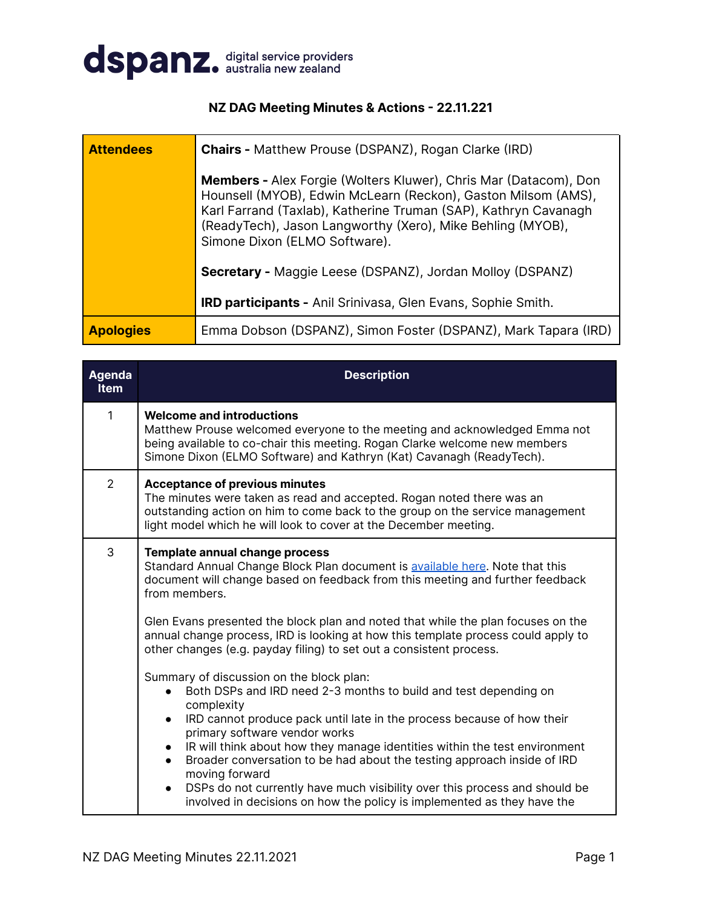dspanz. digital service providers australia new zealand

# NZ DAG Meeting Minutes & Actions - 22.11.221

| | |
|---|---|
| **Attendees** | **Chairs -** Matthew Prouse (DSPANZ), Rogan Clarke (IRD)<br><br>**Members -** Alex Forgie (Wolters Kluwer), Chris Mar (Datacom), Don Hounsell (MYOB), Edwin McLearn (Reckon), Gaston Milsom (AMS), Karl Farrand (Taxlab), Katherine Truman (SAP), Kathryn Cavanagh (ReadyTech), Jason Langworthy (Xero), Mike Behling (MYOB), Simone Dixon (ELMO Software).<br><br>**Secretary -** Maggie Leese (DSPANZ), Jordan Molloy (DSPANZ)<br><br>**IRD participants -** Anil Srinivasa, Glen Evans, Sophie Smith. |
| **Apologies** | Emma Dobson (DSPANZ), Simon Foster (DSPANZ), Mark Tapara (IRD) |

| Agenda Item | Description |
|---|---|
| 1 | **Welcome and introductions**<br>Matthew Prouse welcomed everyone to the meeting and acknowledged Emma not being available to co-chair this meeting. Rogan Clarke welcome new members Simone Dixon (ELMO Software) and Kathryn (Kat) Cavanagh (ReadyTech). |
| 2 | **Acceptance of previous minutes**<br>The minutes were taken as read and accepted. Rogan noted there was an outstanding action on him to come back to the group on the service management light model which he will look to cover at the December meeting. |
| 3 | **Template annual change process**<br>Standard Annual Change Block Plan document is available here. Note that this document will change based on feedback from this meeting and further feedback from members.<br><br>Glen Evans presented the block plan and noted that while the plan focuses on the annual change process, IRD is looking at how this template process could apply to other changes (e.g. payday filing) to set out a consistent process.<br><br>Summary of discussion on the block plan:<br>• Both DSPs and IRD need 2-3 months to build and test depending on complexity<br>• IRD cannot produce pack until late in the process because of how their primary software vendor works<br>• IR will think about how they manage identities within the test environment<br>• Broader conversation to be had about the testing approach inside of IRD moving forward<br>• DSPs do not currently have much visibility over this process and should be involved in decisions on how the policy is implemented as they have the |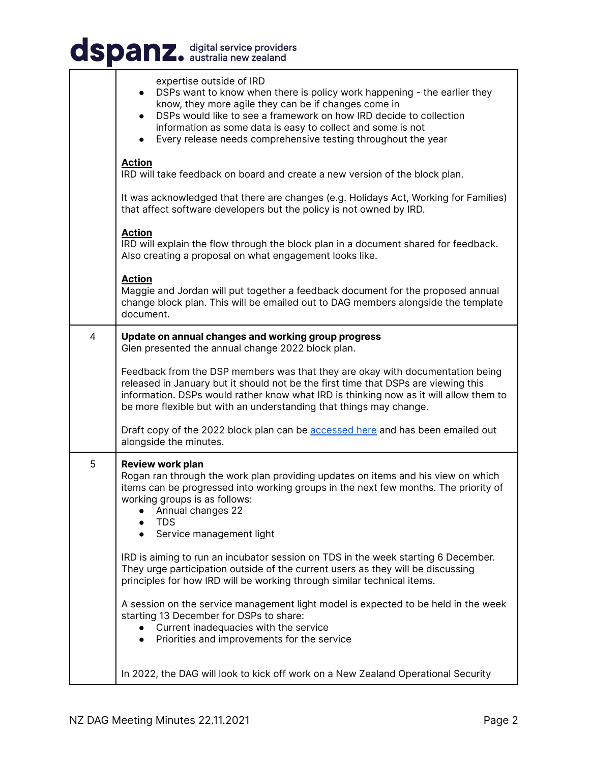| | |
|---|---|
| | expertise outside of IRD<br>• DSPs want to know when there is policy work happening - the earlier they know, they more agile they can be if changes come in<br>• DSPs would like to see a framework on how IRD decide to collection information as some data is easy to collect and some is not<br>• Every release needs comprehensive testing throughout the year<br><br>**Action**<br>IRD will take feedback on board and create a new version of the block plan.<br><br>It was acknowledged that there are changes (e.g. Holidays Act, Working for Families) that affect software developers but the policy is not owned by IRD.<br><br>**Action**<br>IRD will explain the flow through the block plan in a document shared for feedback. Also creating a proposal on what engagement looks like.<br><br>**Action**<br>Maggie and Jordan will put together a feedback document for the proposed annual change block plan. This will be emailed out to DAG members alongside the template document. |
| 4 | **Update on annual changes and working group progress**<br>Glen presented the annual change 2022 block plan.<br><br>Feedback from the DSP members was that they are okay with documentation being released in January but it should not be the first time that DSPs are viewing this information. DSPs would rather know what IRD is thinking now as it will allow them to be more flexible but with an understanding that things may change.<br><br>Draft copy of the 2022 block plan can be accessed here and has been emailed out alongside the minutes. |
| 5 | **Review work plan**<br>Rogan ran through the work plan providing updates on items and his view on which items can be progressed into working groups in the next few months. The priority of working groups is as follows:<br>• Annual changes 22<br>• TDS<br>• Service management light<br><br>IRD is aiming to run an incubator session on TDS in the week starting 6 December. They urge participation outside of the current users as they will be discussing principles for how IRD will be working through similar technical items.<br><br>A session on the service management light model is expected to be held in the week starting 13 December for DSPs to share:<br>• Current inadequacies with the service<br>• Priorities and improvements for the service<br><br>In 2022, the DAG will look to kick off work on a New Zealand Operational Security |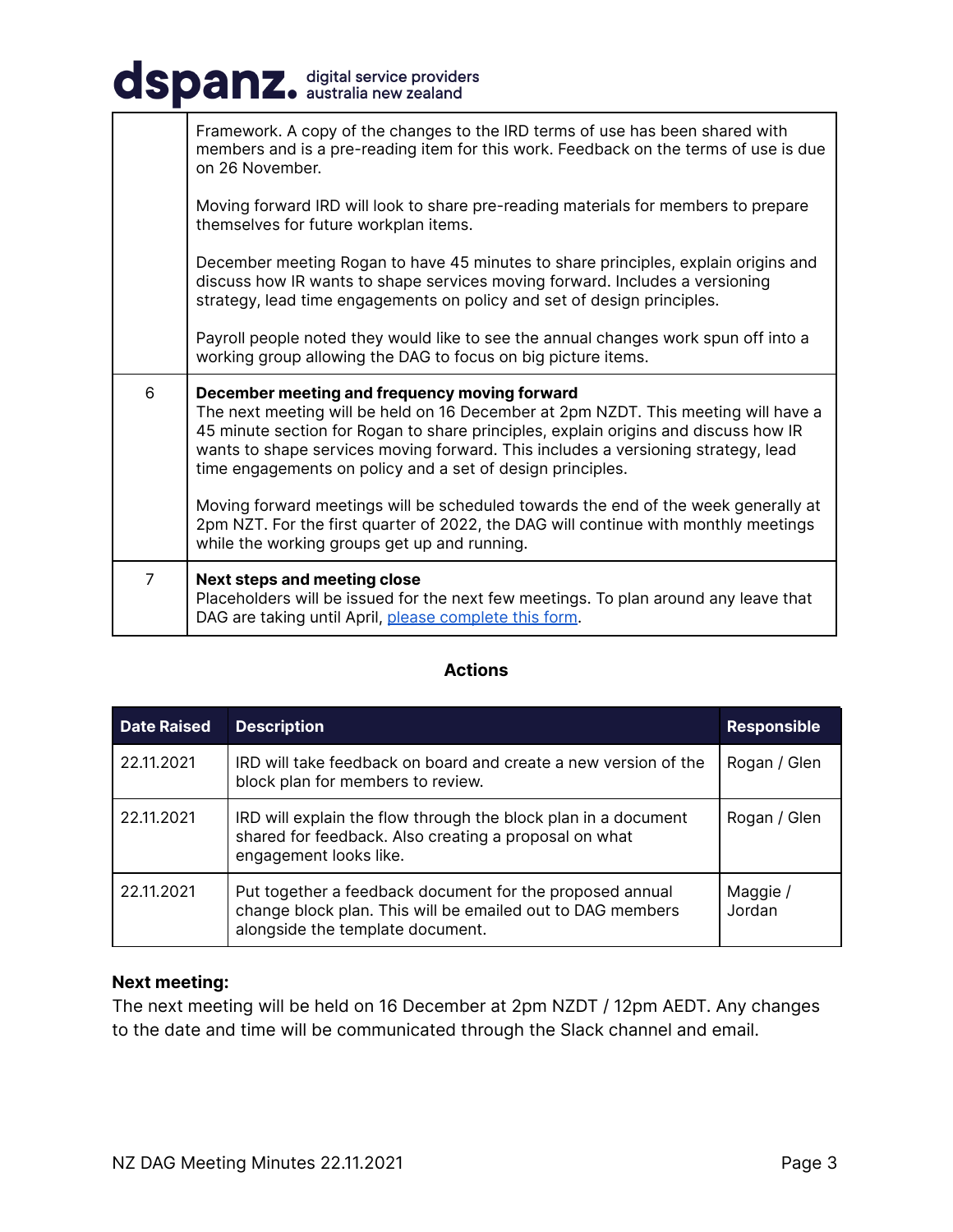| | |
|---|---|
| | Framework. A copy of the changes to the IRD terms of use has been shared with members and is a pre-reading item for this work. Feedback on the terms of use is due on 26 November.<br><br>Moving forward IRD will look to share pre-reading materials for members to prepare themselves for future workplan items.<br><br>December meeting Rogan to have 45 minutes to share principles, explain origins and discuss how IR wants to shape services moving forward. Includes a versioning strategy, lead time engagements on policy and set of design principles.<br><br>Payroll people noted they would like to see the annual changes work spun off into a working group allowing the DAG to focus on big picture items. |
| 6 | **December meeting and frequency moving forward**<br>The next meeting will be held on 16 December at 2pm NZDT. This meeting will have a 45 minute section for Rogan to share principles, explain origins and discuss how IR wants to shape services moving forward. This includes a versioning strategy, lead time engagements on policy and a set of design principles.<br><br>Moving forward meetings will be scheduled towards the end of the week generally at 2pm NZT. For the first quarter of 2022, the DAG will continue with monthly meetings while the working groups get up and running. |
| 7 | **Next steps and meeting close**<br>Placeholders will be issued for the next few meetings. To plan around any leave that DAG are taking until April, please complete this form. |

## Actions

| Date Raised | Description | Responsible |
|---|---|---|
| 22.11.2021 | IRD will take feedback on board and create a new version of the block plan for members to review. | Rogan / Glen |
| 22.11.2021 | IRD will explain the flow through the block plan in a document shared for feedback. Also creating a proposal on what engagement looks like. | Rogan / Glen |
| 22.11.2021 | Put together a feedback document for the proposed annual change block plan. This will be emailed out to DAG members alongside the template document. | Maggie / Jordan |

**Next meeting:**

The next meeting will be held on 16 December at 2pm NZDT / 12pm AEDT. Any changes to the date and time will be communicated through the Slack channel and email.